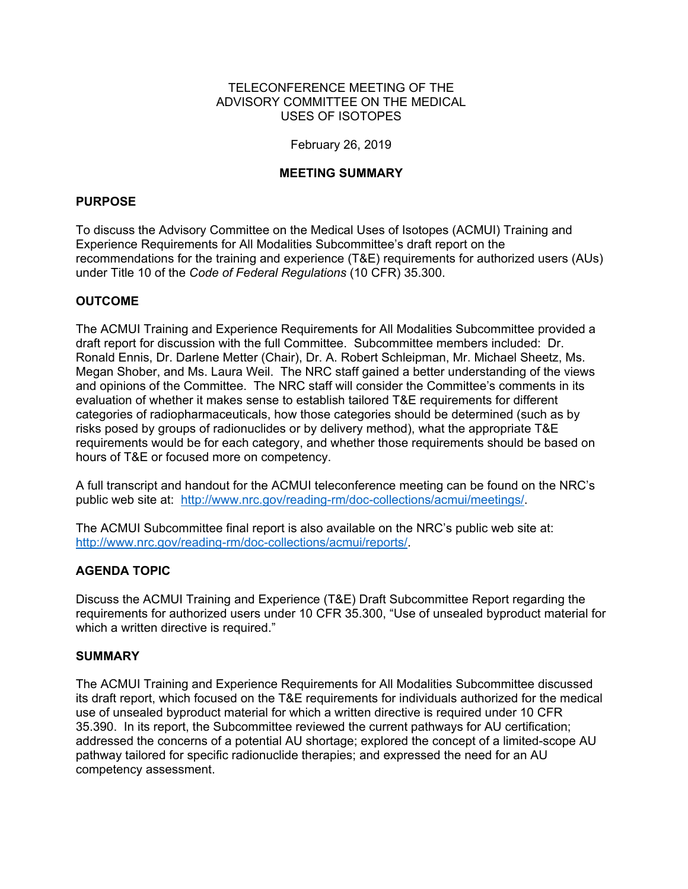# TELECONFERENCE MEETING OF THE ADVISORY COMMITTEE ON THE MEDICAL USES OF ISOTOPES

February 26, 2019

**MEETING SUMMARY**

## PURPOSE

To discuss the Advisory Committee on the Medical Uses of Isotopes (ACMUI) Training and Experience Requirements for All Modalities Subcommittee's draft report on the recommendations for the training and experience (T&E) requirements for authorized users (AUs) under Title 10 of the *Code of Federal Regulations* (10 CFR) 35.300.

## OUTCOME

The ACMUI Training and Experience Requirements for All Modalities Subcommittee provided a draft report for discussion with the full Committee. Subcommittee members included: Dr. Ronald Ennis, Dr. Darlene Metter (Chair), Dr. A. Robert Schleipman, Mr. Michael Sheetz, Ms. Megan Shober, and Ms. Laura Weil. The NRC staff gained a better understanding of the views and opinions of the Committee. The NRC staff will consider the Committee's comments in its evaluation of whether it makes sense to establish tailored T&E requirements for different categories of radiopharmaceuticals, how those categories should be determined (such as by risks posed by groups of radionuclides or by delivery method), what the appropriate T&E requirements would be for each category, and whether those requirements should be based on hours of T&E or focused more on competency.

A full transcript and handout for the ACMUI teleconference meeting can be found on the NRC's public web site at: [http://www.nrc.gov/reading-rm/doc-collections/acmui/meetings/](http://www.nrc.gov/reading-rm/doc-collections/acmui/meetings/).

The ACMUI Subcommittee final report is also available on the NRC's public web site at: [http://www.nrc.gov/reading-rm/doc-collections/acmui/reports/](http://www.nrc.gov/reading-rm/doc-collections/acmui/reports/).

## AGENDA TOPIC

Discuss the ACMUI Training and Experience (T&E) Draft Subcommittee Report regarding the requirements for authorized users under 10 CFR 35.300, "Use of unsealed byproduct material for which a written directive is required."

## SUMMARY

The ACMUI Training and Experience Requirements for All Modalities Subcommittee discussed its draft report, which focused on the T&E requirements for individuals authorized for the medical use of unsealed byproduct material for which a written directive is required under 10 CFR 35.390. In its report, the Subcommittee reviewed the current pathways for AU certification; addressed the concerns of a potential AU shortage; explored the concept of a limited-scope AU pathway tailored for specific radionuclide therapies; and expressed the need for an AU competency assessment.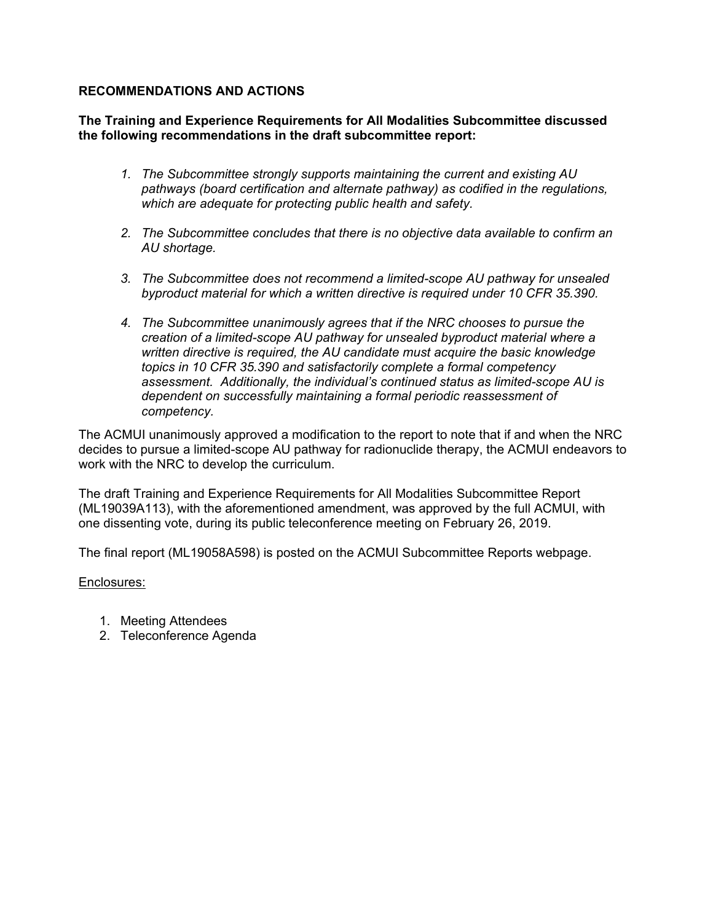**RECOMMENDATIONS AND ACTIONS**

**The Training and Experience Requirements for All Modalities Subcommittee discussed the following recommendations in the draft subcommittee report:**

1. *The Subcommittee strongly supports maintaining the current and existing AU pathways (board certification and alternate pathway) as codified in the regulations, which are adequate for protecting public health and safety.*

2. *The Subcommittee concludes that there is no objective data available to confirm an AU shortage.*

3. *The Subcommittee does not recommend a limited-scope AU pathway for unsealed byproduct material for which a written directive is required under 10 CFR 35.390.*

4. *The Subcommittee unanimously agrees that if the NRC chooses to pursue the creation of a limited-scope AU pathway for unsealed byproduct material where a written directive is required, the AU candidate must acquire the basic knowledge topics in 10 CFR 35.390 and satisfactorily complete a formal competency assessment. Additionally, the individual's continued status as limited-scope AU is dependent on successfully maintaining a formal periodic reassessment of competency.*

The ACMUI unanimously approved a modification to the report to note that if and when the NRC decides to pursue a limited-scope AU pathway for radionuclide therapy, the ACMUI endeavors to work with the NRC to develop the curriculum.

The draft Training and Experience Requirements for All Modalities Subcommittee Report (ML19039A113), with the aforementioned amendment, was approved by the full ACMUI, with one dissenting vote, during its public teleconference meeting on February 26, 2019.

The final report (ML19058A598) is posted on the ACMUI Subcommittee Reports webpage.

Enclosures:

1. Meeting Attendees
2. Teleconference Agenda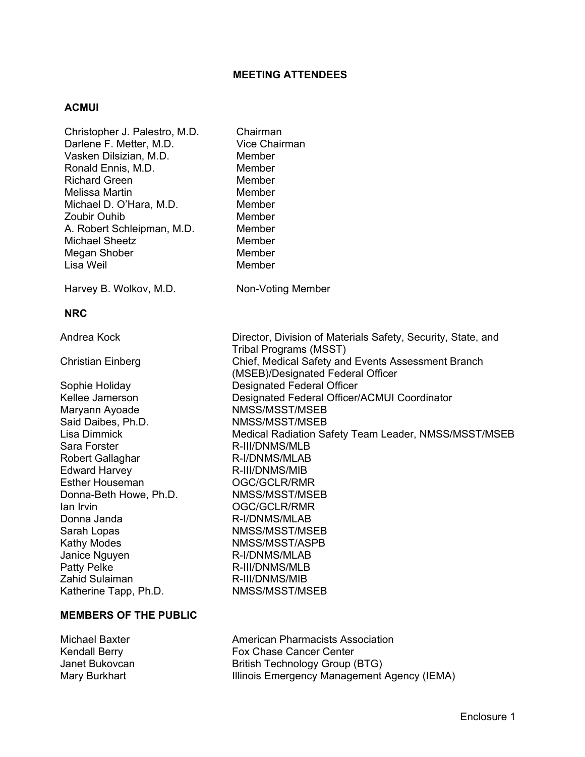# MEETING ATTENDEES

## ACMUI

| | |
|---|---|
| Christopher J. Palestro, M.D. | Chairman |
| Darlene F. Metter, M.D. | Vice Chairman |
| Vasken Dilsizian, M.D. | Member |
| Ronald Ennis, M.D. | Member |
| Richard Green | Member |
| Melissa Martin | Member |
| Michael D. O'Hara, M.D. | Member |
| Zoubir Ouhib | Member |
| A. Robert Schleipman, M.D. | Member |
| Michael Sheetz | Member |
| Megan Shober | Member |
| Lisa Weil | Member |
| Harvey B. Wolkov, M.D. | Non-Voting Member |

## NRC

| | |
|---|---|
| Andrea Kock | Director, Division of Materials Safety, Security, State, and Tribal Programs (MSST) |
| Christian Einberg | Chief, Medical Safety and Events Assessment Branch (MSEB)/Designated Federal Officer |
| Sophie Holiday | Designated Federal Officer |
| Kellee Jamerson | Designated Federal Officer/ACMUI Coordinator |
| Maryann Ayoade | NMSS/MSST/MSEB |
| Said Daibes, Ph.D. | NMSS/MSST/MSEB |
| Lisa Dimmick | Medical Radiation Safety Team Leader, NMSS/MSST/MSEB |
| Sara Forster | R-III/DNMS/MLB |
| Robert Gallaghar | R-I/DNMS/MLAB |
| Edward Harvey | R-III/DNMS/MIB |
| Esther Houseman | OGC/GCLR/RMR |
| Donna-Beth Howe, Ph.D. | NMSS/MSST/MSEB |
| Ian Irvin | OGC/GCLR/RMR |
| Donna Janda | R-I/DNMS/MLAB |
| Sarah Lopas | NMSS/MSST/MSEB |
| Kathy Modes | NMSS/MSST/ASPB |
| Janice Nguyen | R-I/DNMS/MLAB |
| Patty Pelke | R-III/DNMS/MLB |
| Zahid Sulaiman | R-III/DNMS/MIB |
| Katherine Tapp, Ph.D. | NMSS/MSST/MSEB |

## MEMBERS OF THE PUBLIC

| | |
|---|---|
| Michael Baxter | American Pharmacists Association |
| Kendall Berry | Fox Chase Cancer Center |
| Janet Bukovcan | British Technology Group (BTG) |
| Mary Burkhart | Illinois Emergency Management Agency (IEMA) |

Enclosure 1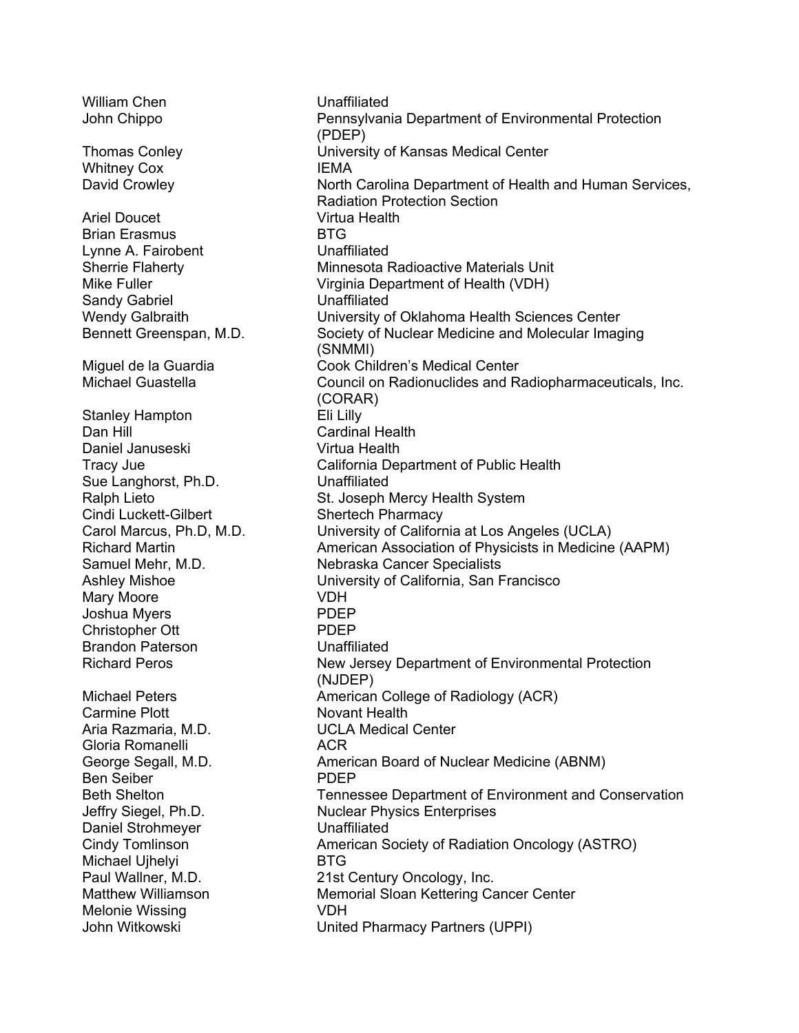| | |
|---|---|
| William Chen | Unaffiliated |
| John Chippo | Pennsylvania Department of Environmental Protection (PDEP) |
| Thomas Conley | University of Kansas Medical Center |
| Whitney Cox | IEMA |
| David Crowley | North Carolina Department of Health and Human Services, Radiation Protection Section |
| Ariel Doucet | Virtua Health |
| Brian Erasmus | BTG |
| Lynne A. Fairobent | Unaffiliated |
| Sherrie Flaherty | Minnesota Radioactive Materials Unit |
| Mike Fuller | Virginia Department of Health (VDH) |
| Sandy Gabriel | Unaffiliated |
| Wendy Galbraith | University of Oklahoma Health Sciences Center |
| Bennett Greenspan, M.D. | Society of Nuclear Medicine and Molecular Imaging (SNMMI) |
| Miguel de la Guardia | Cook Children's Medical Center |
| Michael Guastella | Council on Radionuclides and Radiopharmaceuticals, Inc. (CORAR) |
| Stanley Hampton | Eli Lilly |
| Dan Hill | Cardinal Health |
| Daniel Januseski | Virtua Health |
| Tracy Jue | California Department of Public Health |
| Sue Langhorst, Ph.D. | Unaffiliated |
| Ralph Lieto | St. Joseph Mercy Health System |
| Cindi Luckett-Gilbert | Shertech Pharmacy |
| Carol Marcus, Ph.D, M.D. | University of California at Los Angeles (UCLA) |
| Richard Martin | American Association of Physicists in Medicine (AAPM) |
| Samuel Mehr, M.D. | Nebraska Cancer Specialists |
| Ashley Mishoe | University of California, San Francisco |
| Mary Moore | VDH |
| Joshua Myers | PDEP |
| Christopher Ott | PDEP |
| Brandon Paterson | Unaffiliated |
| Richard Peros | New Jersey Department of Environmental Protection (NJDEP) |
| Michael Peters | American College of Radiology (ACR) |
| Carmine Plott | Novant Health |
| Aria Razmaria, M.D. | UCLA Medical Center |
| Gloria Romanelli | ACR |
| George Segall, M.D. | American Board of Nuclear Medicine (ABNM) |
| Ben Seiber | PDEP |
| Beth Shelton | Tennessee Department of Environment and Conservation |
| Jeffry Siegel, Ph.D. | Nuclear Physics Enterprises |
| Daniel Strohmeyer | Unaffiliated |
| Cindy Tomlinson | American Society of Radiation Oncology (ASTRO) |
| Michael Ujhelyi | BTG |
| Paul Wallner, M.D. | 21st Century Oncology, Inc. |
| Matthew Williamson | Memorial Sloan Kettering Cancer Center |
| Melonie Wissing | VDH |
| John Witkowski | United Pharmacy Partners (UPPI) |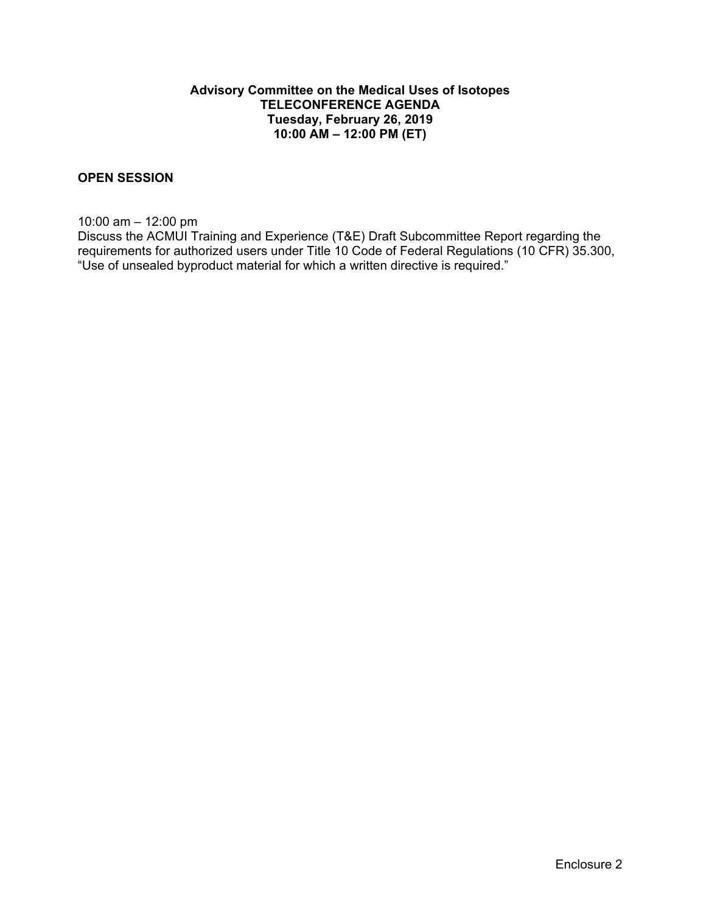**Advisory Committee on the Medical Uses of Isotopes**
**TELECONFERENCE AGENDA**
**Tuesday, February 26, 2019**
**10:00 AM – 12:00 PM (ET)**

**OPEN SESSION**

10:00 am – 12:00 pm
Discuss the ACMUI Training and Experience (T&E) Draft Subcommittee Report regarding the requirements for authorized users under Title 10 Code of Federal Regulations (10 CFR) 35.300, "Use of unsealed byproduct material for which a written directive is required."

Enclosure 2